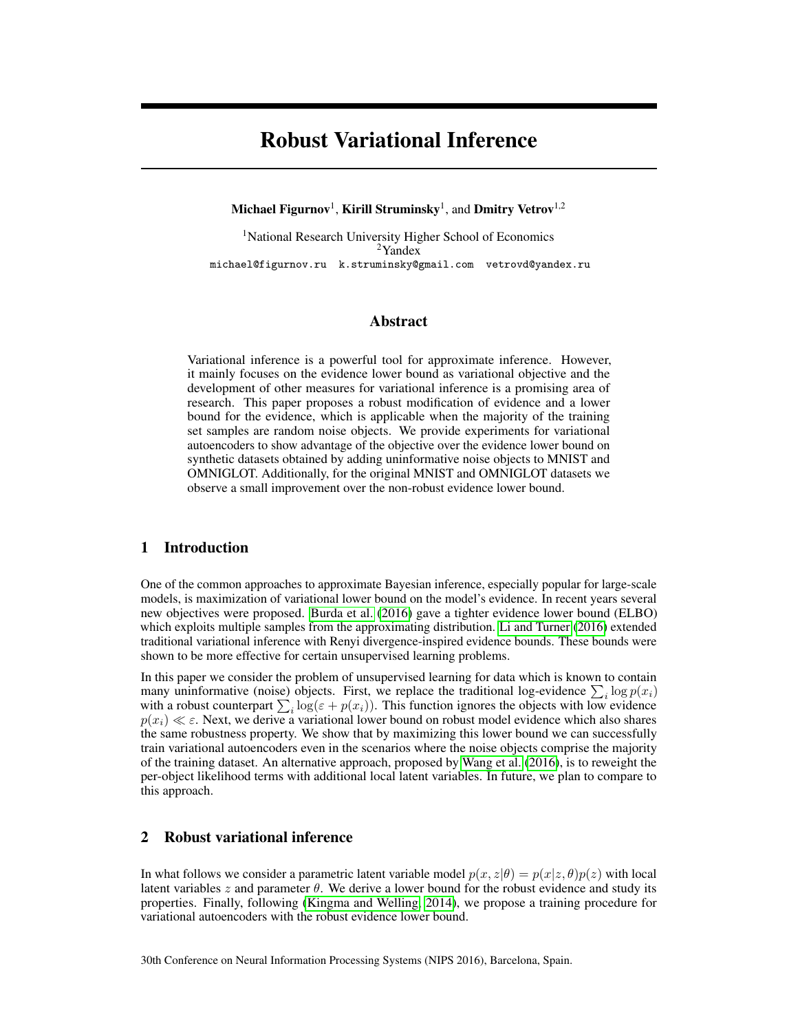# Robust Variational Inference

**Michael Figurnov**[1], **Kirill Struminsky**[1], and **Dmitry Vetrov**[1,2]

[1]National Research University Higher School of Economics
[2]Yandex
michael@figurnov.ru k.struminsky@gmail.com vetrovd@yandex.ru

## Abstract

Variational inference is a powerful tool for approximate inference. However, it mainly focuses on the evidence lower bound as variational objective and the development of other measures for variational inference is a promising area of research. This paper proposes a robust modification of evidence and a lower bound for the evidence, which is applicable when the majority of the training set samples are random noise objects. We provide experiments for variational autoencoders to show advantage of the objective over the evidence lower bound on synthetic datasets obtained by adding uninformative noise objects to MNIST and OMNIGLOT. Additionally, for the original MNIST and OMNIGLOT datasets we observe a small improvement over the non-robust evidence lower bound.

## 1 Introduction

One of the common approaches to approximate Bayesian inference, especially popular for large-scale models, is maximization of variational lower bound on the model's evidence. In recent years several new objectives were proposed. Burda et al. (2016) gave a tighter evidence lower bound (ELBO) which exploits multiple samples from the approximating distribution. Li and Turner (2016) extended traditional variational inference with Renyi divergence-inspired evidence bounds. These bounds were shown to be more effective for certain unsupervised learning problems.

In this paper we consider the problem of unsupervised learning for data which is known to contain many uninformative (noise) objects. First, we replace the traditional log-evidence $\sum_i \log p(x_i)$ with a robust counterpart $\sum_i \log(\varepsilon + p(x_i))$. This function ignores the objects with low evidence $p(x_i) \ll \varepsilon$. Next, we derive a variational lower bound on robust model evidence which also shares the same robustness property. We show that by maximizing this lower bound we can successfully train variational autoencoders even in the scenarios where the noise objects comprise the majority of the training dataset. An alternative approach, proposed by Wang et al. (2016), is to reweight the per-object likelihood terms with additional local latent variables. In future, we plan to compare to this approach.

## 2 Robust variational inference

In what follows we consider a parametric latent variable model $p(x, z|\theta) = p(x|z, \theta)p(z)$ with local latent variables $z$ and parameter $\theta$. We derive a lower bound for the robust evidence and study its properties. Finally, following (Kingma and Welling, 2014), we propose a training procedure for variational autoencoders with the robust evidence lower bound.

30th Conference on Neural Information Processing Systems (NIPS 2016), Barcelona, Spain.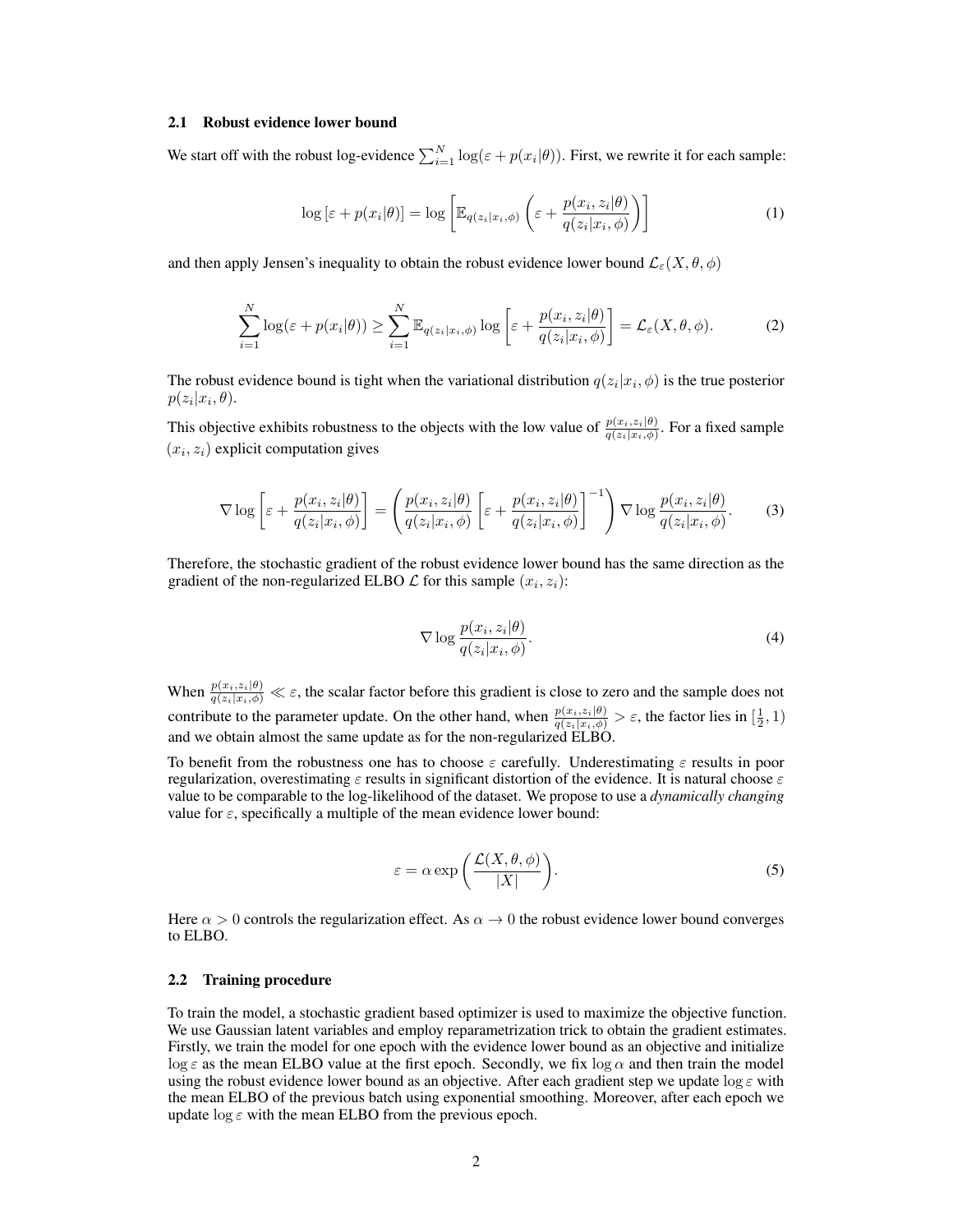### 2.1 Robust evidence lower bound

We start off with the robust log-evidence $\sum_{i=1}^{N} \log(\varepsilon + p(x_i|\theta))$. First, we rewrite it for each sample:

$$\log\left[\varepsilon + p(x_i|\theta)\right] = \log\left[\mathbb{E}_{q(z_i|x_i,\phi)}\left(\varepsilon + \frac{p(x_i, z_i|\theta)}{q(z_i|x_i,\phi)}\right)\right] \tag{1}$$

and then apply Jensen's inequality to obtain the robust evidence lower bound $\mathcal{L}_\varepsilon(X, \theta, \phi)$

$$\sum_{i=1}^{N} \log(\varepsilon + p(x_i|\theta)) \geq \sum_{i=1}^{N} \mathbb{E}_{q(z_i|x_i,\phi)} \log\left[\varepsilon + \frac{p(x_i, z_i|\theta)}{q(z_i|x_i,\phi)}\right] = \mathcal{L}_\varepsilon(X, \theta, \phi). \tag{2}$$

The robust evidence bound is tight when the variational distribution $q(z_i|x_i, \phi)$ is the true posterior $p(z_i|x_i, \theta)$.

This objective exhibits robustness to the objects with the low value of $\frac{p(x_i,z_i|\theta)}{q(z_i|x_i,\phi)}$. For a fixed sample $(x_i, z_i)$ explicit computation gives

$$\nabla \log\left[\varepsilon + \frac{p(x_i, z_i|\theta)}{q(z_i|x_i,\phi)}\right] = \left(\frac{p(x_i, z_i|\theta)}{q(z_i|x_i,\phi)}\left[\varepsilon + \frac{p(x_i, z_i|\theta)}{q(z_i|x_i,\phi)}\right]^{-1}\right) \nabla \log \frac{p(x_i, z_i|\theta)}{q(z_i|x_i,\phi)}. \tag{3}$$

Therefore, the stochastic gradient of the robust evidence lower bound has the same direction as the gradient of the non-regularized ELBO $\mathcal{L}$ for this sample $(x_i, z_i)$:

$$\nabla \log \frac{p(x_i, z_i|\theta)}{q(z_i|x_i,\phi)}. \tag{4}$$

When $\frac{p(x_i,z_i|\theta)}{q(z_i|x_i,\phi)} \ll \varepsilon$, the scalar factor before this gradient is close to zero and the sample does not contribute to the parameter update. On the other hand, when $\frac{p(x_i,z_i|\theta)}{q(z_i|x_i,\phi)} > \varepsilon$, the factor lies in $[\frac{1}{2}, 1)$ and we obtain almost the same update as for the non-regularized ELBO.

To benefit from the robustness one has to choose $\varepsilon$ carefully. Underestimating $\varepsilon$ results in poor regularization, overestimating $\varepsilon$ results in significant distortion of the evidence. It is natural choose $\varepsilon$ value to be comparable to the log-likelihood of the dataset. We propose to use a *dynamically changing* value for $\varepsilon$, specifically a multiple of the mean evidence lower bound:

$$\varepsilon = \alpha \exp\left(\frac{\mathcal{L}(X, \theta, \phi)}{|X|}\right). \tag{5}$$

Here $\alpha > 0$ controls the regularization effect. As $\alpha \to 0$ the robust evidence lower bound converges to ELBO.

### 2.2 Training procedure

To train the model, a stochastic gradient based optimizer is used to maximize the objective function. We use Gaussian latent variables and employ reparametrization trick to obtain the gradient estimates. Firstly, we train the model for one epoch with the evidence lower bound as an objective and initialize $\log \varepsilon$ as the mean ELBO value at the first epoch. Secondly, we fix $\log \alpha$ and then train the model using the robust evidence lower bound as an objective. After each gradient step we update $\log \varepsilon$ with the mean ELBO of the previous batch using exponential smoothing. Moreover, after each epoch we update $\log \varepsilon$ with the mean ELBO from the previous epoch.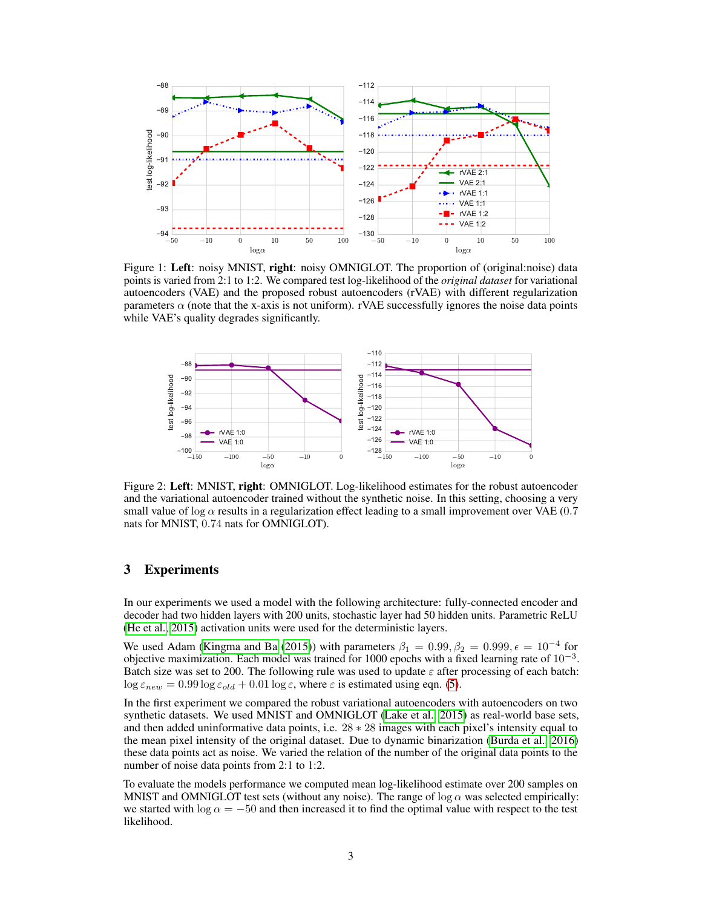Figure 1: **Left**: noisy MNIST, **right**: noisy OMNIGLOT. The proportion of (original:noise) data points is varied from 2:1 to 1:2. We compared test log-likelihood of the *original dataset* for variational autoencoders (VAE) and the proposed robust autoencoders (rVAE) with different regularization parameters $\alpha$ (note that the x-axis is not uniform). rVAE successfully ignores the noise data points while VAE's quality degrades significantly.

Figure 2: **Left**: MNIST, **right**: OMNIGLOT. Log-likelihood estimates for the robust autoencoder and the variational autoencoder trained without the synthetic noise. In this setting, choosing a very small value of $\log \alpha$ results in a regularization effect leading to a small improvement over VAE (0.7 nats for MNIST, 0.74 nats for OMNIGLOT).

## 3 Experiments

In our experiments we used a model with the following architecture: fully-connected encoder and decoder had two hidden layers with 200 units, stochastic layer had 50 hidden units. Parametric ReLU (He et al., 2015) activation units were used for the deterministic layers.

We used Adam (Kingma and Ba (2015)) with parameters $\beta_1 = 0.99, \beta_2 = 0.999, \epsilon = 10^{-4}$ for objective maximization. Each model was trained for 1000 epochs with a fixed learning rate of $10^{-3}$. Batch size was set to 200. The following rule was used to update $\varepsilon$ after processing of each batch: $\log \varepsilon_{new} = 0.99 \log \varepsilon_{old} + 0.01 \log \varepsilon$, where $\varepsilon$ is estimated using eqn. (5).

In the first experiment we compared the robust variational autoencoders with autoencoders on two synthetic datasets. We used MNIST and OMNIGLOT (Lake et al., 2015) as real-world base sets, and then added uninformative data points, i.e. $28 * 28$ images with each pixel's intensity equal to the mean pixel intensity of the original dataset. Due to dynamic binarization (Burda et al., 2016) these data points act as noise. We varied the relation of the number of the original data points to the number of noise data points from 2:1 to 1:2.

To evaluate the models performance we computed mean log-likelihood estimate over 200 samples on MNIST and OMNIGLOT test sets (without any noise). The range of $\log \alpha$ was selected empirically: we started with $\log \alpha = -50$ and then increased it to find the optimal value with respect to the test likelihood.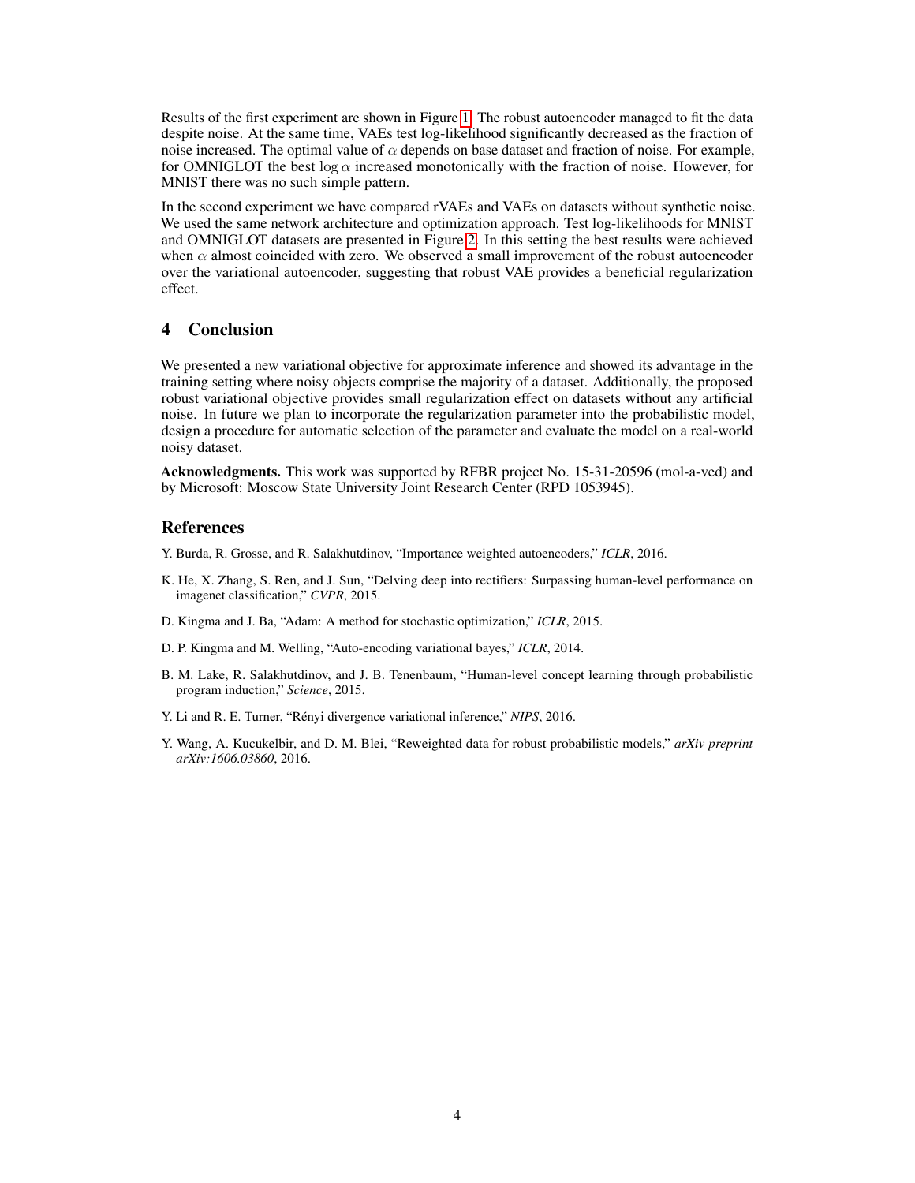Results of the first experiment are shown in Figure 1. The robust autoencoder managed to fit the data despite noise. At the same time, VAEs test log-likelihood significantly decreased as the fraction of noise increased. The optimal value of $\alpha$ depends on base dataset and fraction of noise. For example, for OMNIGLOT the best $\log \alpha$ increased monotonically with the fraction of noise. However, for MNIST there was no such simple pattern.

In the second experiment we have compared rVAEs and VAEs on datasets without synthetic noise. We used the same network architecture and optimization approach. Test log-likelihoods for MNIST and OMNIGLOT datasets are presented in Figure 2. In this setting the best results were achieved when $\alpha$ almost coincided with zero. We observed a small improvement of the robust autoencoder over the variational autoencoder, suggesting that robust VAE provides a beneficial regularization effect.

## 4 Conclusion

We presented a new variational objective for approximate inference and showed its advantage in the training setting where noisy objects comprise the majority of a dataset. Additionally, the proposed robust variational objective provides small regularization effect on datasets without any artificial noise. In future we plan to incorporate the regularization parameter into the probabilistic model, design a procedure for automatic selection of the parameter and evaluate the model on a real-world noisy dataset.

**Acknowledgments.** This work was supported by RFBR project No. 15-31-20596 (mol-a-ved) and by Microsoft: Moscow State University Joint Research Center (RPD 1053945).

## References

Y. Burda, R. Grosse, and R. Salakhutdinov, "Importance weighted autoencoders," *ICLR*, 2016.

K. He, X. Zhang, S. Ren, and J. Sun, "Delving deep into rectifiers: Surpassing human-level performance on imagenet classification," *CVPR*, 2015.

D. Kingma and J. Ba, "Adam: A method for stochastic optimization," *ICLR*, 2015.

D. P. Kingma and M. Welling, "Auto-encoding variational bayes," *ICLR*, 2014.

B. M. Lake, R. Salakhutdinov, and J. B. Tenenbaum, "Human-level concept learning through probabilistic program induction," *Science*, 2015.

Y. Li and R. E. Turner, "Rényi divergence variational inference," *NIPS*, 2016.

Y. Wang, A. Kucukelbir, and D. M. Blei, "Reweighted data for robust probabilistic models," *arXiv preprint arXiv:1606.03860*, 2016.